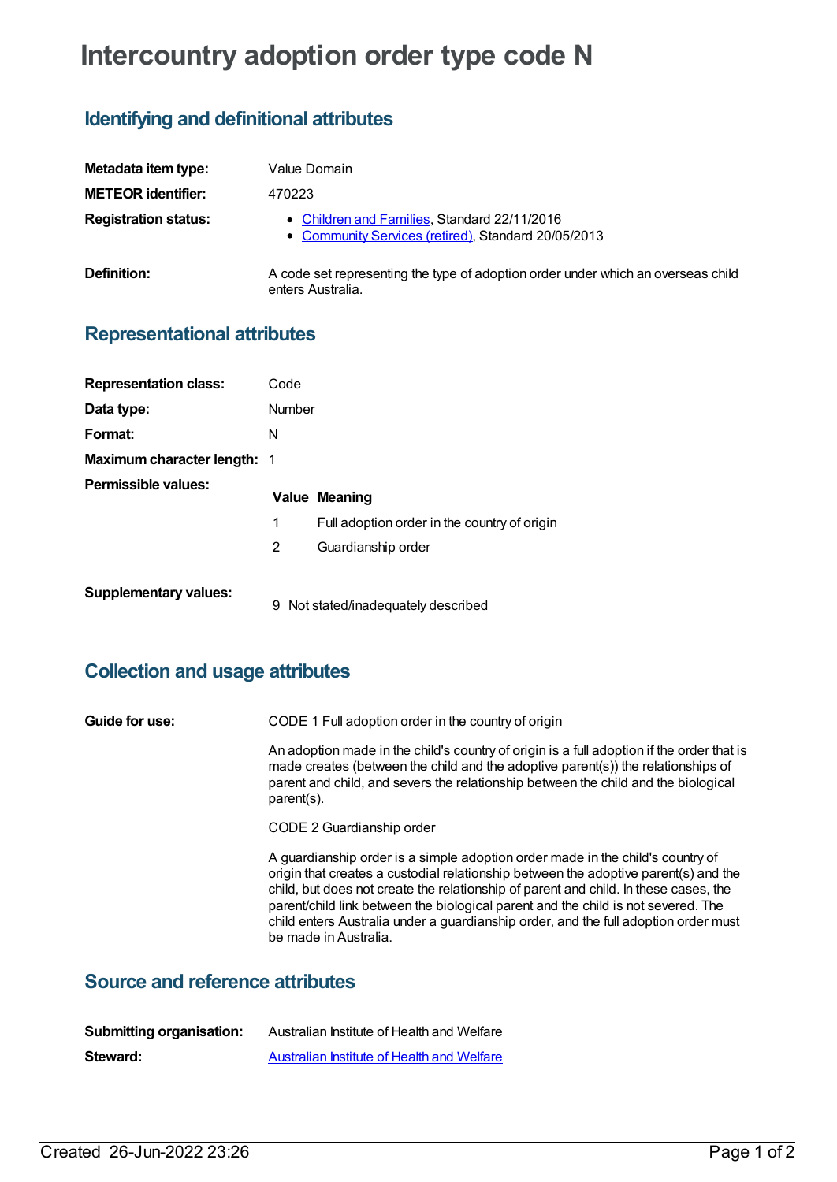# Intercountry adoption order type code N

## Identifying and definitional attributes

| | |
|---|---|
| **Metadata item type:** | Value Domain |
| **METEOR identifier:** | 470223 |
| **Registration status:** | • Children and Families, Standard 22/11/2016<br>• Community Services (retired), Standard 20/05/2013 |
| **Definition:** | A code set representing the type of adoption order under which an overseas child enters Australia. |

## Representational attributes

| | |
|---|---|
| **Representation class:** | Code |
| **Data type:** | Number |
| **Format:** | N |
| **Maximum character length:** | 1 |

**Permissible values:**

| Value | Meaning |
|---|---|
| 1 | Full adoption order in the country of origin |
| 2 | Guardianship order |

**Supplementary values:**

| Value | Meaning |
|---|---|
| 9 | Not stated/inadequately described |

## Collection and usage attributes

**Guide for use:**

CODE 1 Full adoption order in the country of origin

An adoption made in the child's country of origin is a full adoption if the order that is made creates (between the child and the adoptive parent(s)) the relationships of parent and child, and severs the relationship between the child and the biological parent(s).

CODE 2 Guardianship order

A guardianship order is a simple adoption order made in the child's country of origin that creates a custodial relationship between the adoptive parent(s) and the child, but does not create the relationship of parent and child. In these cases, the parent/child link between the biological parent and the child is not severed. The child enters Australia under a guardianship order, and the full adoption order must be made in Australia.

## Source and reference attributes

| | |
|---|---|
| **Submitting organisation:** | Australian Institute of Health and Welfare |
| **Steward:** | Australian Institute of Health and Welfare |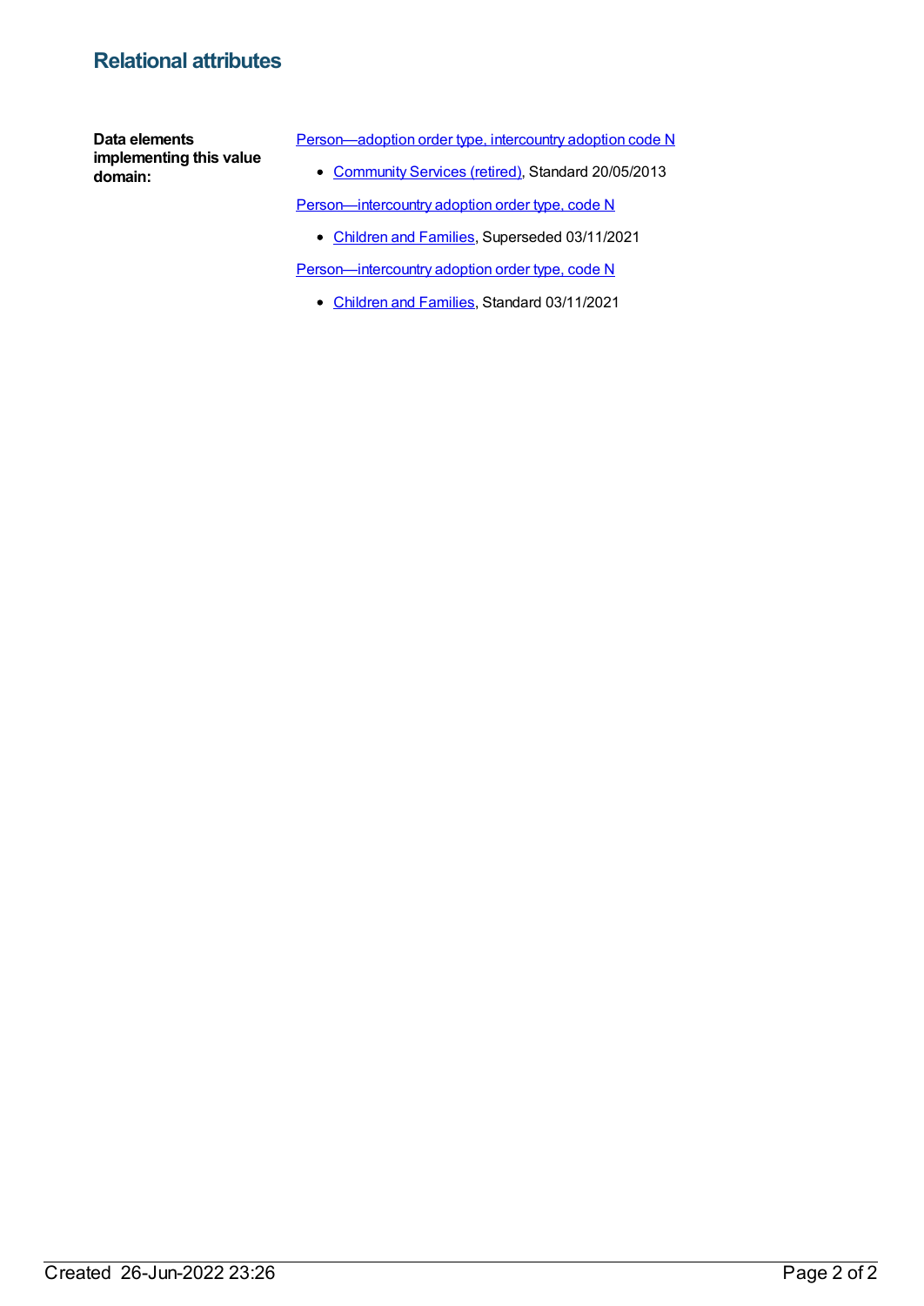## Relational attributes

**Data elements implementing this value domain:**

Person—adoption order type, intercountry adoption code N

- Community Services (retired), Standard 20/05/2013

Person—intercountry adoption order type, code N

- Children and Families, Superseded 03/11/2021

Person—intercountry adoption order type, code N

- Children and Families, Standard 03/11/2021